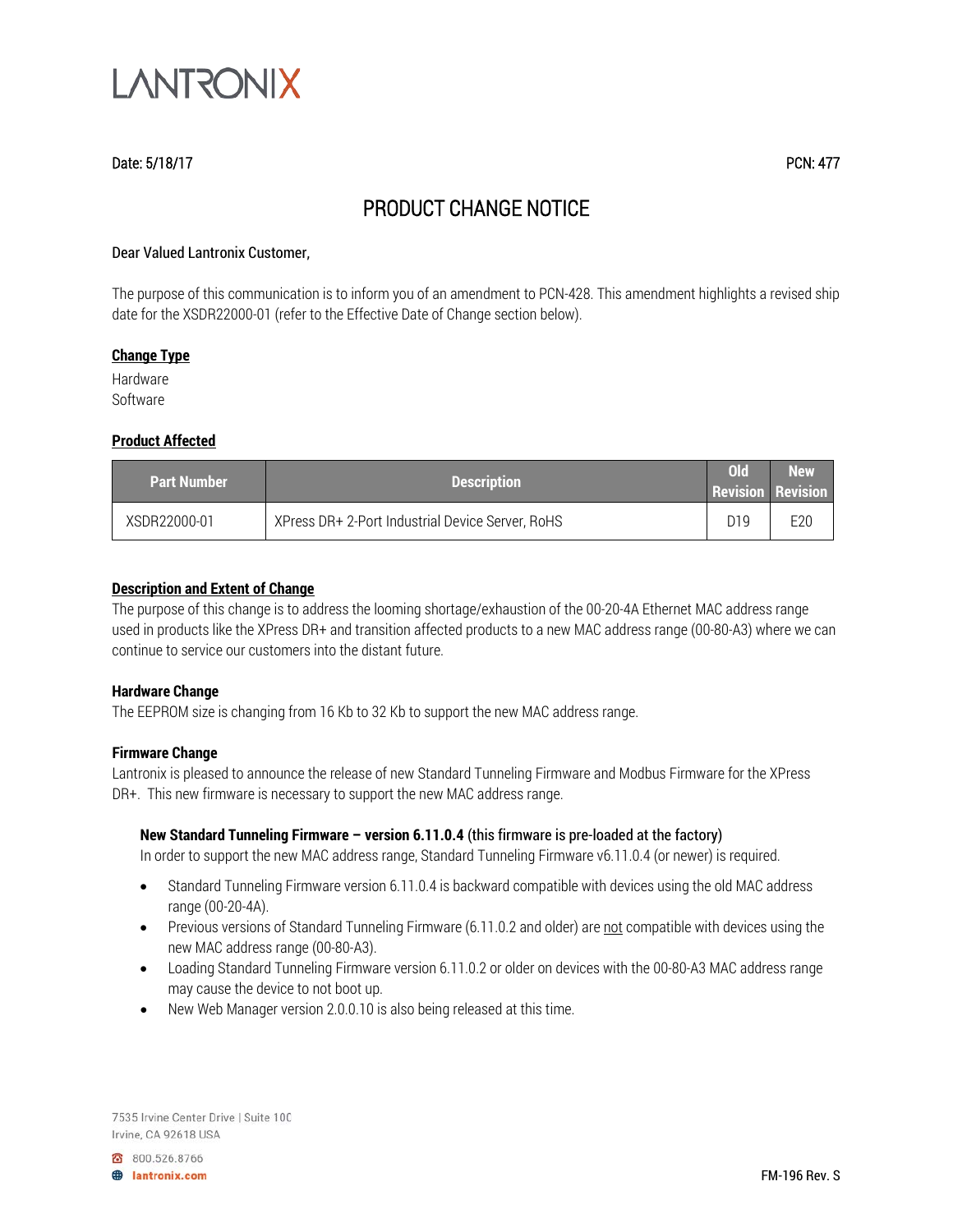LANTRONIX

Date: 5/18/17 PCN: 477

# PRODUCT CHANGE NOTICE

Dear Valued Lantronix Customer,

The purpose of this communication is to inform you of an amendment to PCN-428. This amendment highlights a revised ship date for the XSDR22000-01 (refer to the Effective Date of Change section below).

**Change Type**

Hardware
Software

**Product Affected**

| Part Number | Description | Old Revision | New Revision |
|---|---|---|---|
| XSDR22000-01 | XPress DR+ 2-Port Industrial Device Server, RoHS | D19 | E20 |

**Description and Extent of Change**

The purpose of this change is to address the looming shortage/exhaustion of the 00-20-4A Ethernet MAC address range used in products like the XPress DR+ and transition affected products to a new MAC address range (00-80-A3) where we can continue to service our customers into the distant future.

**Hardware Change**

The EEPROM size is changing from 16 Kb to 32 Kb to support the new MAC address range.

**Firmware Change**

Lantronix is pleased to announce the release of new Standard Tunneling Firmware and Modbus Firmware for the XPress DR+. This new firmware is necessary to support the new MAC address range.

**New Standard Tunneling Firmware – version 6.11.0.4** (this firmware is pre-loaded at the factory)

In order to support the new MAC address range, Standard Tunneling Firmware v6.11.0.4 (or newer) is required.

- Standard Tunneling Firmware version 6.11.0.4 is backward compatible with devices using the old MAC address range (00-20-4A).
- Previous versions of Standard Tunneling Firmware (6.11.0.2 and older) are not compatible with devices using the new MAC address range (00-80-A3).
- Loading Standard Tunneling Firmware version 6.11.0.2 or older on devices with the 00-80-A3 MAC address range may cause the device to not boot up.
- New Web Manager version 2.0.0.10 is also being released at this time.

7535 Irvine Center Drive | Suite 100
Irvine, CA 92618 USA

800.526.8766
lantronix.com

FM-196 Rev. S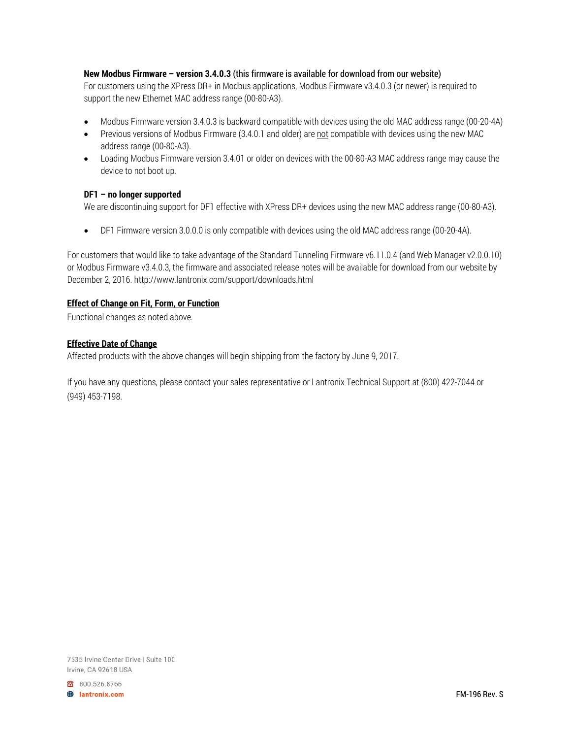**New Modbus Firmware – version 3.4.0.3** (this firmware is available for download from our website)
For customers using the XPress DR+ in Modbus applications, Modbus Firmware v3.4.0.3 (or newer) is required to support the new Ethernet MAC address range (00-80-A3).

- Modbus Firmware version 3.4.0.3 is backward compatible with devices using the old MAC address range (00-20-4A)
- Previous versions of Modbus Firmware (3.4.0.1 and older) are not compatible with devices using the new MAC address range (00-80-A3).
- Loading Modbus Firmware version 3.4.01 or older on devices with the 00-80-A3 MAC address range may cause the device to not boot up.

**DF1 – no longer supported**
We are discontinuing support for DF1 effective with XPress DR+ devices using the new MAC address range (00-80-A3).

- DF1 Firmware version 3.0.0.0 is only compatible with devices using the old MAC address range (00-20-4A).

For customers that would like to take advantage of the Standard Tunneling Firmware v6.11.0.4 (and Web Manager v2.0.0.10) or Modbus Firmware v3.4.0.3, the firmware and associated release notes will be available for download from our website by December 2, 2016. http://www.lantronix.com/support/downloads.html

**Effect of Change on Fit, Form, or Function**

Functional changes as noted above.

**Effective Date of Change**

Affected products with the above changes will begin shipping from the factory by June 9, 2017.

If you have any questions, please contact your sales representative or Lantronix Technical Support at (800) 422-7044 or (949) 453-7198.

7535 Irvine Center Drive | Suite 100
Irvine, CA 92618 USA
800.526.8766
lantronix.com

FM-196 Rev. S